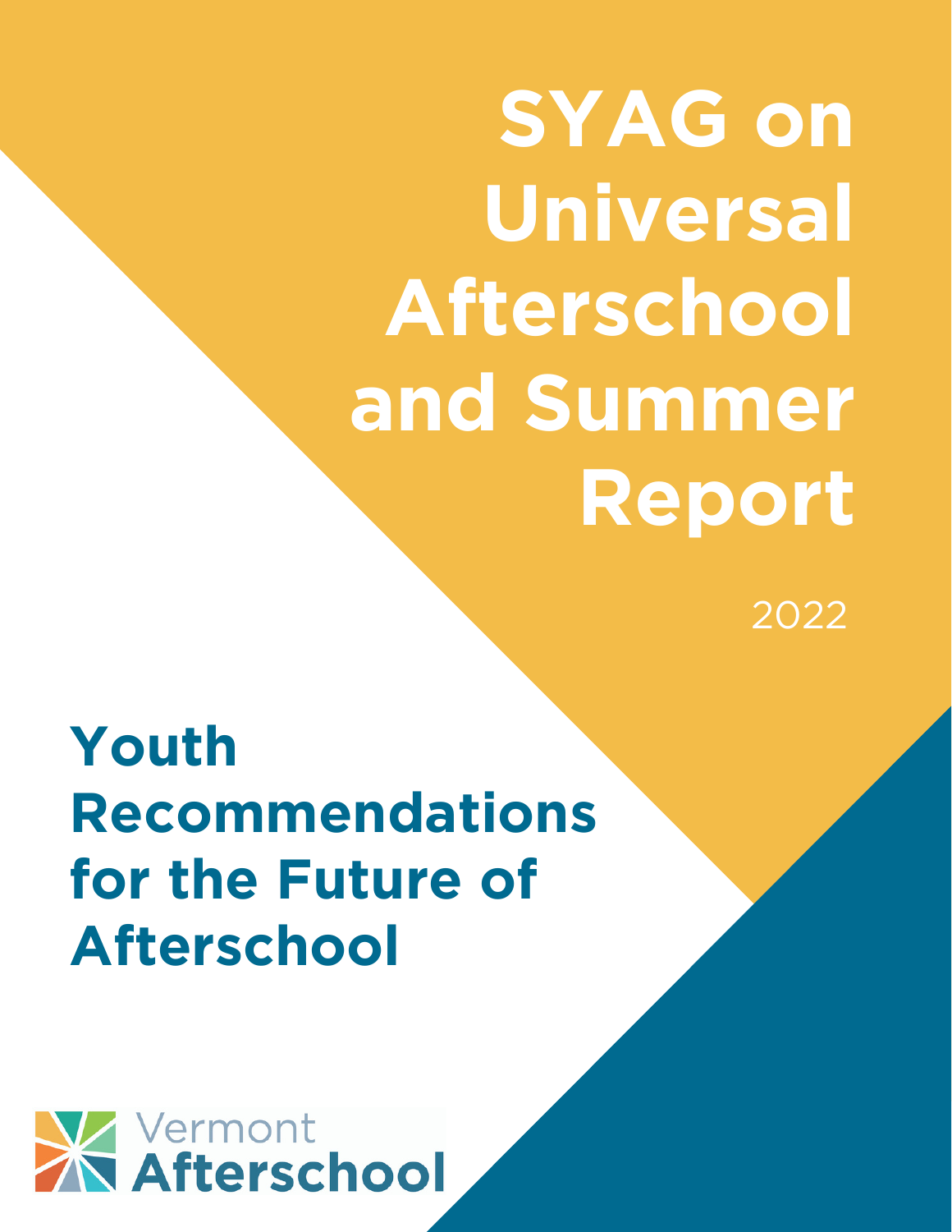# SYAG on Universal Afterschool and Summer Report

2022

## Youth Recommendations for the Future of Afterschool

Vermont Afterschool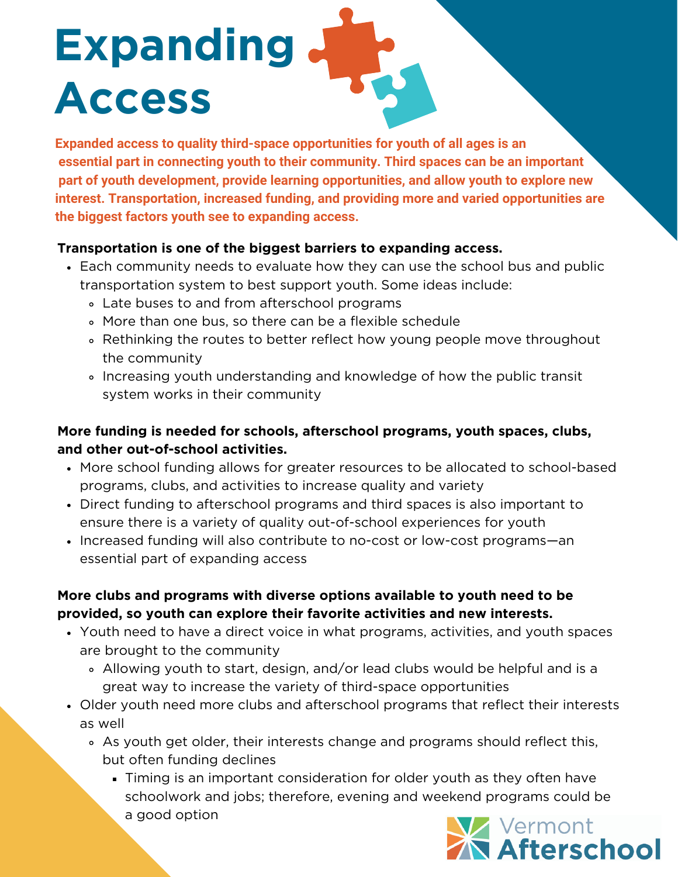# Expanding Access

**Expanded access to quality third-space opportunities for youth of all ages is an essential part in connecting youth to their community. Third spaces can be an important part of youth development, provide learning opportunities, and allow youth to explore new interest. Transportation, increased funding, and providing more and varied opportunities are the biggest factors youth see to expanding access.**

**Transportation is one of the biggest barriers to expanding access.**

- Each community needs to evaluate how they can use the school bus and public transportation system to best support youth. Some ideas include:
  - Late buses to and from afterschool programs
  - More than one bus, so there can be a flexible schedule
  - Rethinking the routes to better reflect how young people move throughout the community
  - Increasing youth understanding and knowledge of how the public transit system works in their community

**More funding is needed for schools, afterschool programs, youth spaces, clubs, and other out-of-school activities.**

- More school funding allows for greater resources to be allocated to school-based programs, clubs, and activities to increase quality and variety
- Direct funding to afterschool programs and third spaces is also important to ensure there is a variety of quality out-of-school experiences for youth
- Increased funding will also contribute to no-cost or low-cost programs—an essential part of expanding access

**More clubs and programs with diverse options available to youth need to be provided, so youth can explore their favorite activities and new interests.**

- Youth need to have a direct voice in what programs, activities, and youth spaces are brought to the community
  - Allowing youth to start, design, and/or lead clubs would be helpful and is a great way to increase the variety of third-space opportunities
- Older youth need more clubs and afterschool programs that reflect their interests as well
  - As youth get older, their interests change and programs should reflect this, but often funding declines
    - Timing is an important consideration for older youth as they often have schoolwork and jobs; therefore, evening and weekend programs could be a good option

Vermont Afterschool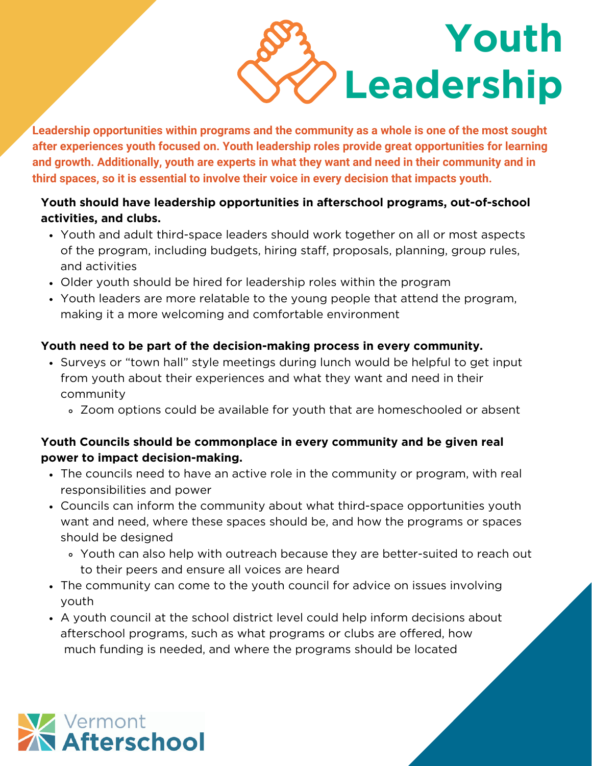# Youth Leadership

**Leadership opportunities within programs and the community as a whole is one of the most sought after experiences youth focused on. Youth leadership roles provide great opportunities for learning and growth. Additionally, youth are experts in what they want and need in their community and in third spaces, so it is essential to involve their voice in every decision that impacts youth.**

**Youth should have leadership opportunities in afterschool programs, out-of-school activities, and clubs.**

- Youth and adult third-space leaders should work together on all or most aspects of the program, including budgets, hiring staff, proposals, planning, group rules, and activities
- Older youth should be hired for leadership roles within the program
- Youth leaders are more relatable to the young people that attend the program, making it a more welcoming and comfortable environment

**Youth need to be part of the decision-making process in every community.**

- Surveys or "town hall" style meetings during lunch would be helpful to get input from youth about their experiences and what they want and need in their community
  - Zoom options could be available for youth that are homeschooled or absent

**Youth Councils should be commonplace in every community and be given real power to impact decision-making.**

- The councils need to have an active role in the community or program, with real responsibilities and power
- Councils can inform the community about what third-space opportunities youth want and need, where these spaces should be, and how the programs or spaces should be designed
  - Youth can also help with outreach because they are better-suited to reach out to their peers and ensure all voices are heard
- The community can come to the youth council for advice on issues involving youth
- A youth council at the school district level could help inform decisions about afterschool programs, such as what programs or clubs are offered, how much funding is needed, and where the programs should be located

Vermont Afterschool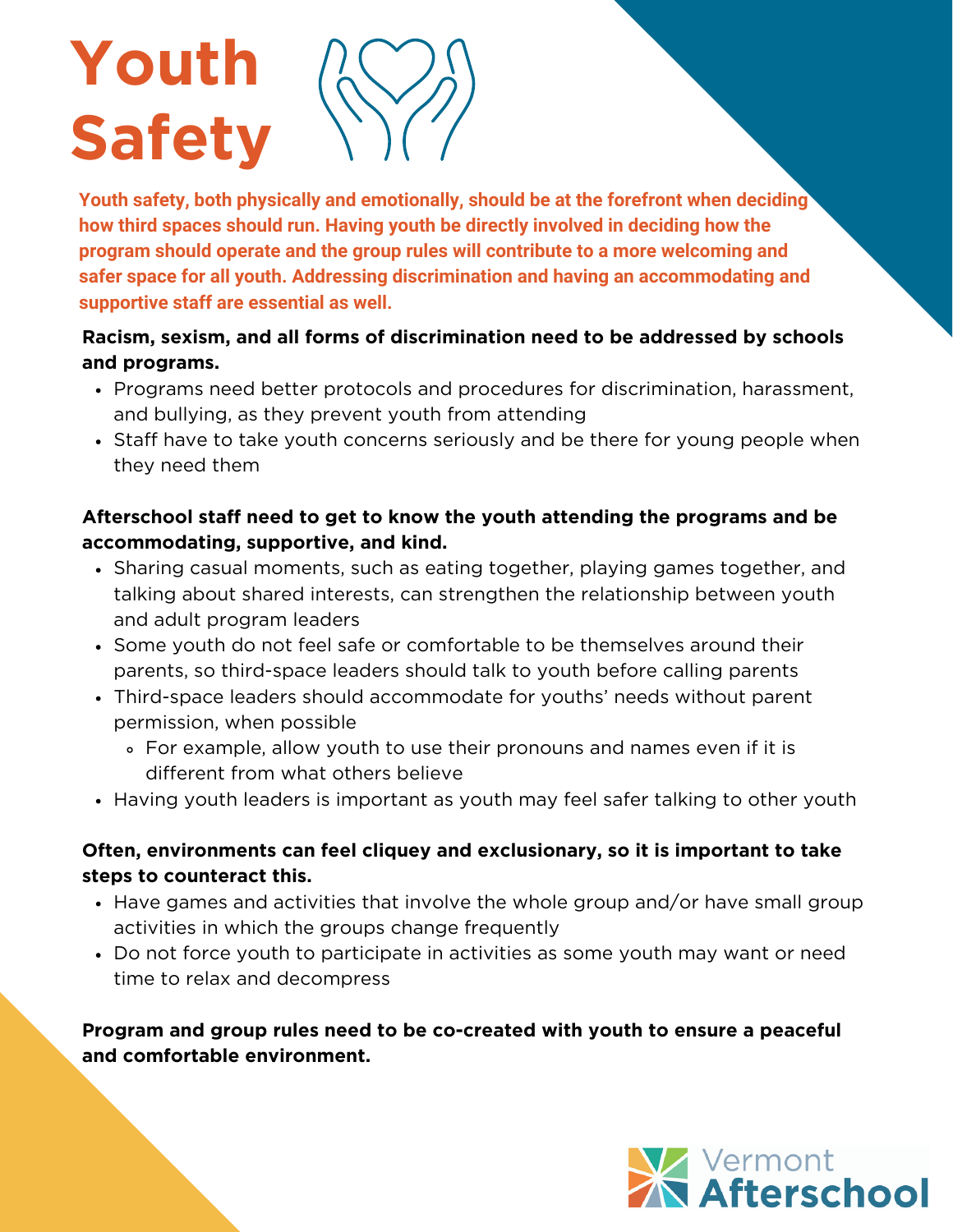# Youth Safety

**Youth safety, both physically and emotionally, should be at the forefront when deciding how third spaces should run. Having youth be directly involved in deciding how the program should operate and the group rules will contribute to a more welcoming and safer space for all youth. Addressing discrimination and having an accommodating and supportive staff are essential as well.**

**Racism, sexism, and all forms of discrimination need to be addressed by schools and programs.**

- Programs need better protocols and procedures for discrimination, harassment, and bullying, as they prevent youth from attending
- Staff have to take youth concerns seriously and be there for young people when they need them

**Afterschool staff need to get to know the youth attending the programs and be accommodating, supportive, and kind.**

- Sharing casual moments, such as eating together, playing games together, and talking about shared interests, can strengthen the relationship between youth and adult program leaders
- Some youth do not feel safe or comfortable to be themselves around their parents, so third-space leaders should talk to youth before calling parents
- Third-space leaders should accommodate for youths' needs without parent permission, when possible
  - For example, allow youth to use their pronouns and names even if it is different from what others believe
- Having youth leaders is important as youth may feel safer talking to other youth

**Often, environments can feel cliquey and exclusionary, so it is important to take steps to counteract this.**

- Have games and activities that involve the whole group and/or have small group activities in which the groups change frequently
- Do not force youth to participate in activities as some youth may want or need time to relax and decompress

**Program and group rules need to be co-created with youth to ensure a peaceful and comfortable environment.**

Vermont Afterschool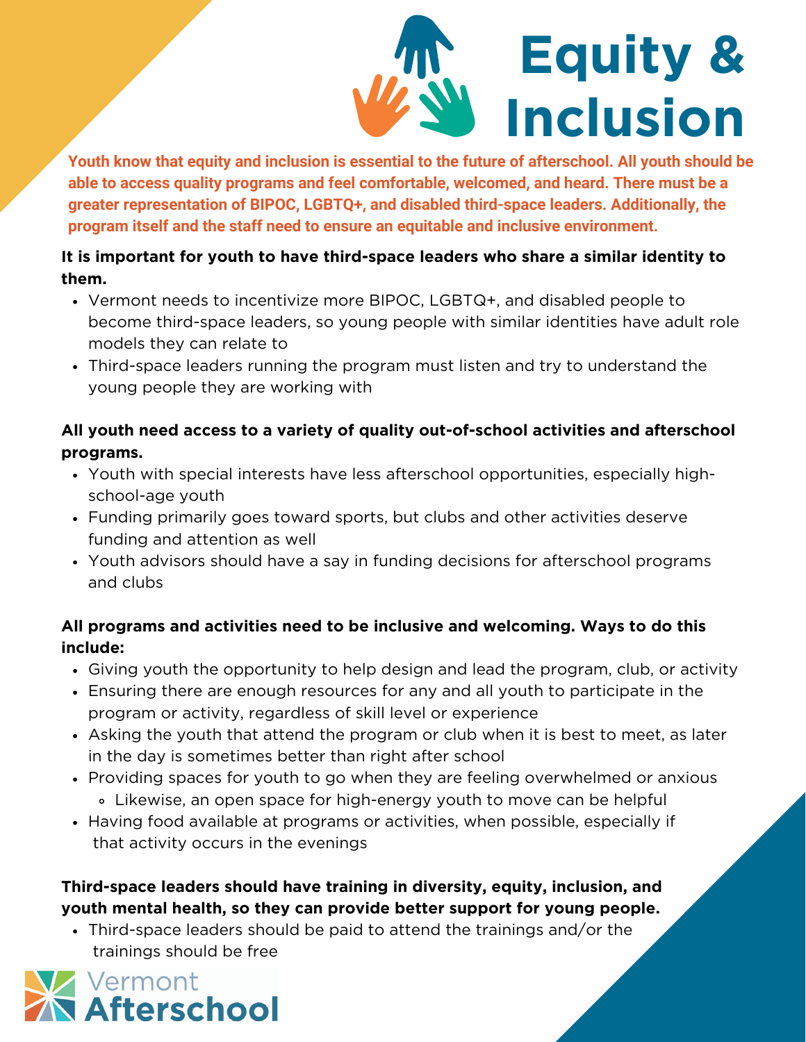# Equity & Inclusion

**Youth know that equity and inclusion is essential to the future of afterschool. All youth should be able to access quality programs and feel comfortable, welcomed, and heard. There must be a greater representation of BIPOC, LGBTQ+, and disabled third-space leaders. Additionally, the program itself and the staff need to ensure an equitable and inclusive environment.**

**It is important for youth to have third-space leaders who share a similar identity to them.**

- Vermont needs to incentivize more BIPOC, LGBTQ+, and disabled people to become third-space leaders, so young people with similar identities have adult role models they can relate to
- Third-space leaders running the program must listen and try to understand the young people they are working with

**All youth need access to a variety of quality out-of-school activities and afterschool programs.**

- Youth with special interests have less afterschool opportunities, especially high-school-age youth
- Funding primarily goes toward sports, but clubs and other activities deserve funding and attention as well
- Youth advisors should have a say in funding decisions for afterschool programs and clubs

**All programs and activities need to be inclusive and welcoming. Ways to do this include:**

- Giving youth the opportunity to help design and lead the program, club, or activity
- Ensuring there are enough resources for any and all youth to participate in the program or activity, regardless of skill level or experience
- Asking the youth that attend the program or club when it is best to meet, as later in the day is sometimes better than right after school
- Providing spaces for youth to go when they are feeling overwhelmed or anxious
  - Likewise, an open space for high-energy youth to move can be helpful
- Having food available at programs or activities, when possible, especially if that activity occurs in the evenings

**Third-space leaders should have training in diversity, equity, inclusion, and youth mental health, so they can provide better support for young people.**

- Third-space leaders should be paid to attend the trainings and/or the trainings should be free

Vermont Afterschool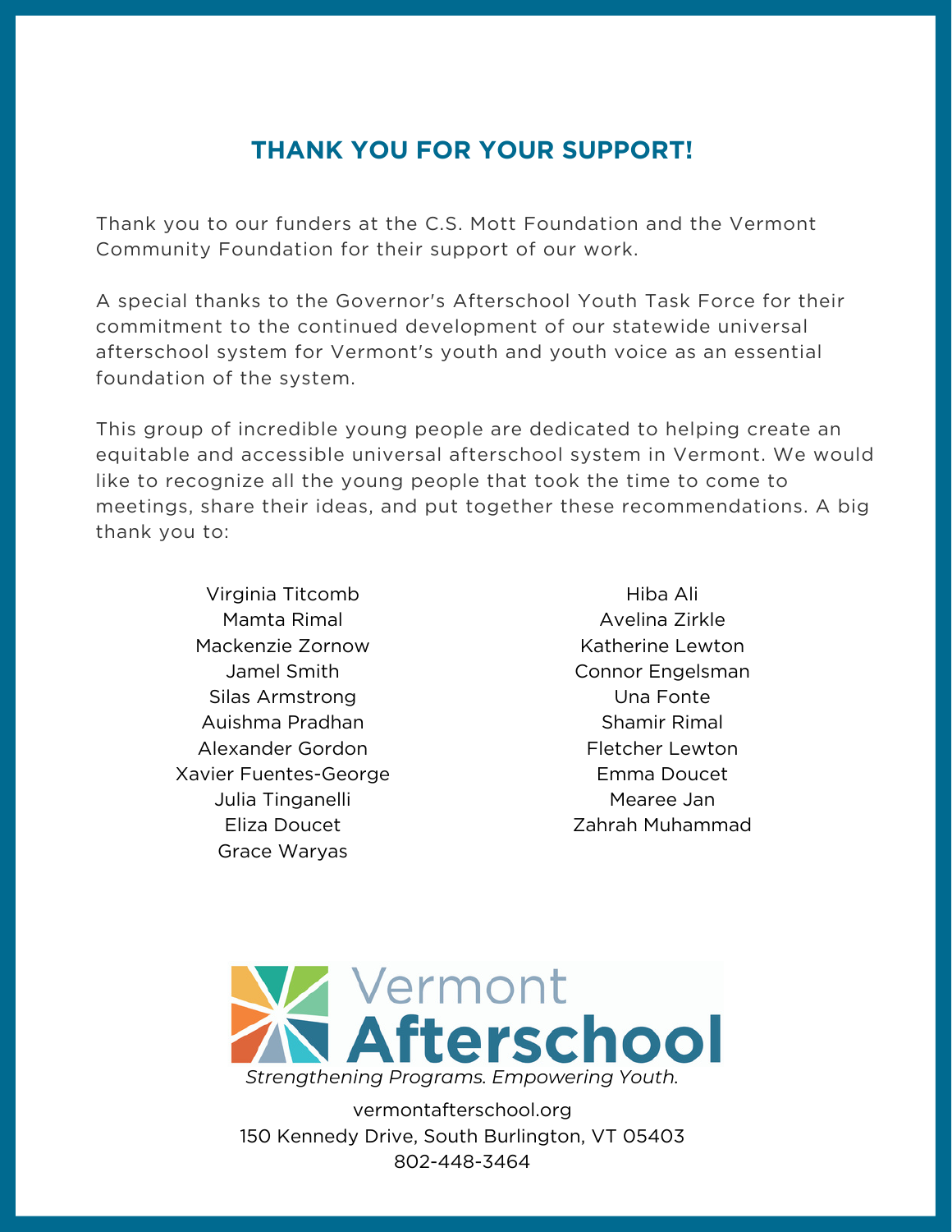## THANK YOU FOR YOUR SUPPORT!

Thank you to our funders at the C.S. Mott Foundation and the Vermont Community Foundation for their support of our work.

A special thanks to the Governor's Afterschool Youth Task Force for their commitment to the continued development of our statewide universal afterschool system for Vermont's youth and youth voice as an essential foundation of the system.

This group of incredible young people are dedicated to helping create an equitable and accessible universal afterschool system in Vermont. We would like to recognize all the young people that took the time to come to meetings, share their ideas, and put together these recommendations. A big thank you to:

Virginia Titcomb
Mamta Rimal
Mackenzie Zornow
Jamel Smith
Silas Armstrong
Auishma Pradhan
Alexander Gordon
Xavier Fuentes-George
Julia Tinganelli
Eliza Doucet
Grace Waryas
Hiba Ali
Avelina Zirkle
Katherine Lewton
Connor Engelsman
Una Fonte
Shamir Rimal
Fletcher Lewton
Emma Doucet
Mearee Jan
Zahrah Muhammad

Vermont Afterschool

*Strengthening Programs. Empowering Youth.*

vermontafterschool.org
150 Kennedy Drive, South Burlington, VT 05403
802-448-3464